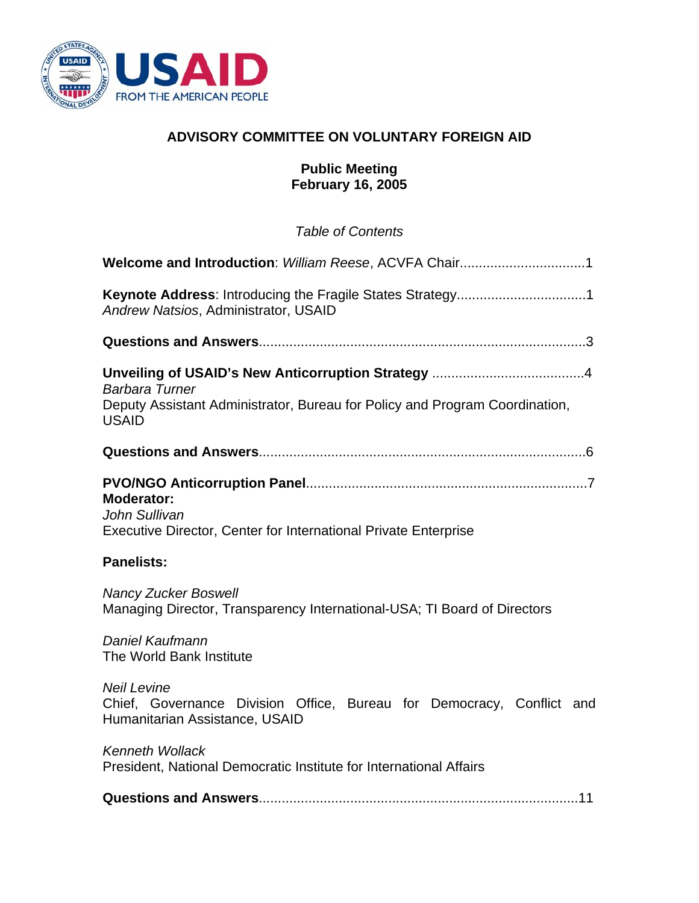USAID
FROM THE AMERICAN PEOPLE

# ADVISORY COMMITTEE ON VOLUNTARY FOREIGN AID

## Public Meeting
## February 16, 2005

*Table of Contents*

**Welcome and Introduction**: *William Reese*, ACVFA Chair.................................1

**Keynote Address**: Introducing the Fragile States Strategy.................................1
*Andrew Natsios*, Administrator, USAID

**Questions and Answers**.....................................................................................3

**Unveiling of USAID's New Anticorruption Strategy** .......................................4
*Barbara Turner*
Deputy Assistant Administrator, Bureau for Policy and Program Coordination, USAID

**Questions and Answers**.....................................................................................6

**PVO/NGO Anticorruption Panel**.........................................................................7
**Moderator:**
*John Sullivan*
Executive Director, Center for International Private Enterprise

**Panelists:**

*Nancy Zucker Boswell*
Managing Director, Transparency International-USA; TI Board of Directors

*Daniel Kaufmann*
The World Bank Institute

*Neil Levine*
Chief, Governance Division Office, Bureau for Democracy, Conflict and Humanitarian Assistance, USAID

*Kenneth Wollack*
President, National Democratic Institute for International Affairs

**Questions and Answers**...................................................................................11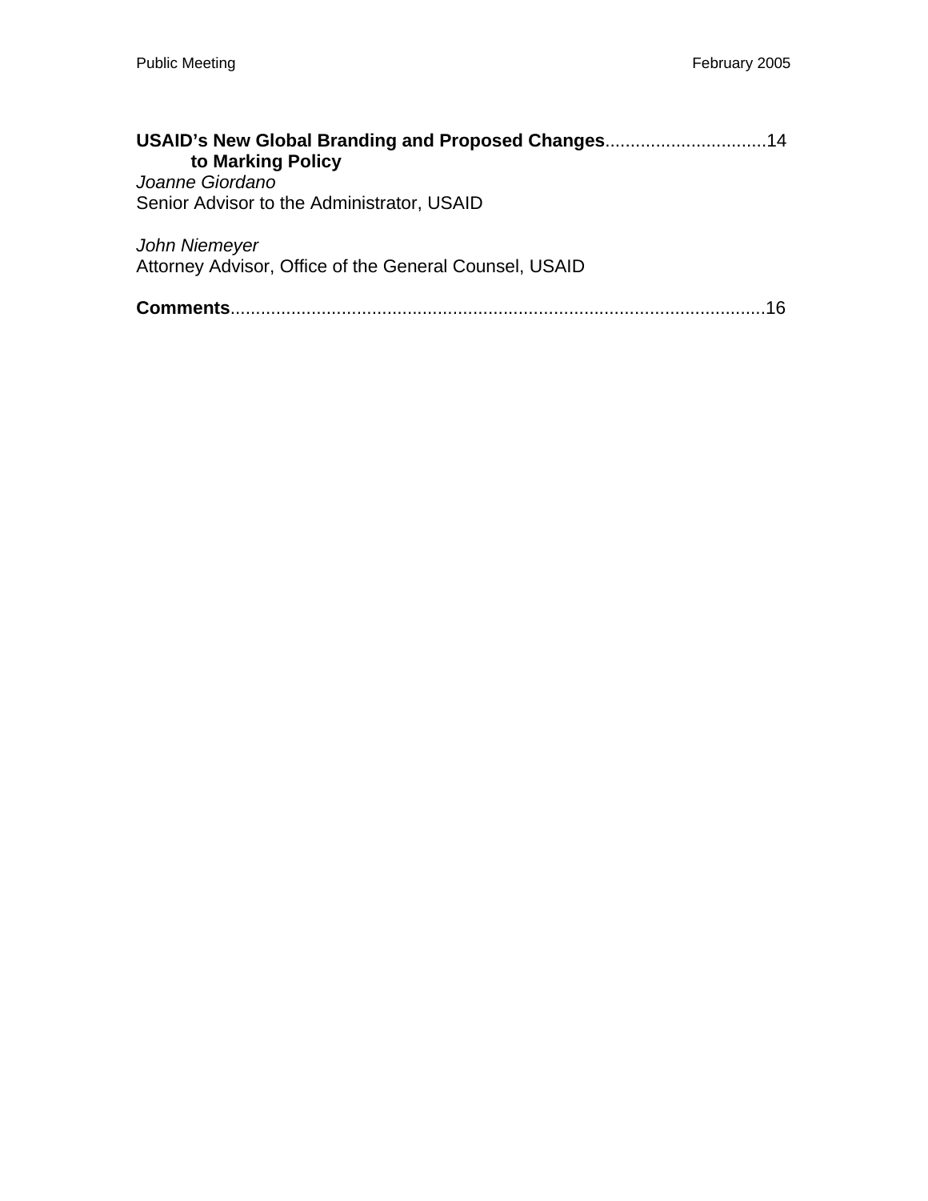**USAID's New Global Branding and Proposed Changes to Marking Policy** ................................14

*Joanne Giordano*
Senior Advisor to the Administrator, USAID

*John Niemeyer*
Attorney Advisor, Office of the General Counsel, USAID

**Comments**.........................................................................................................16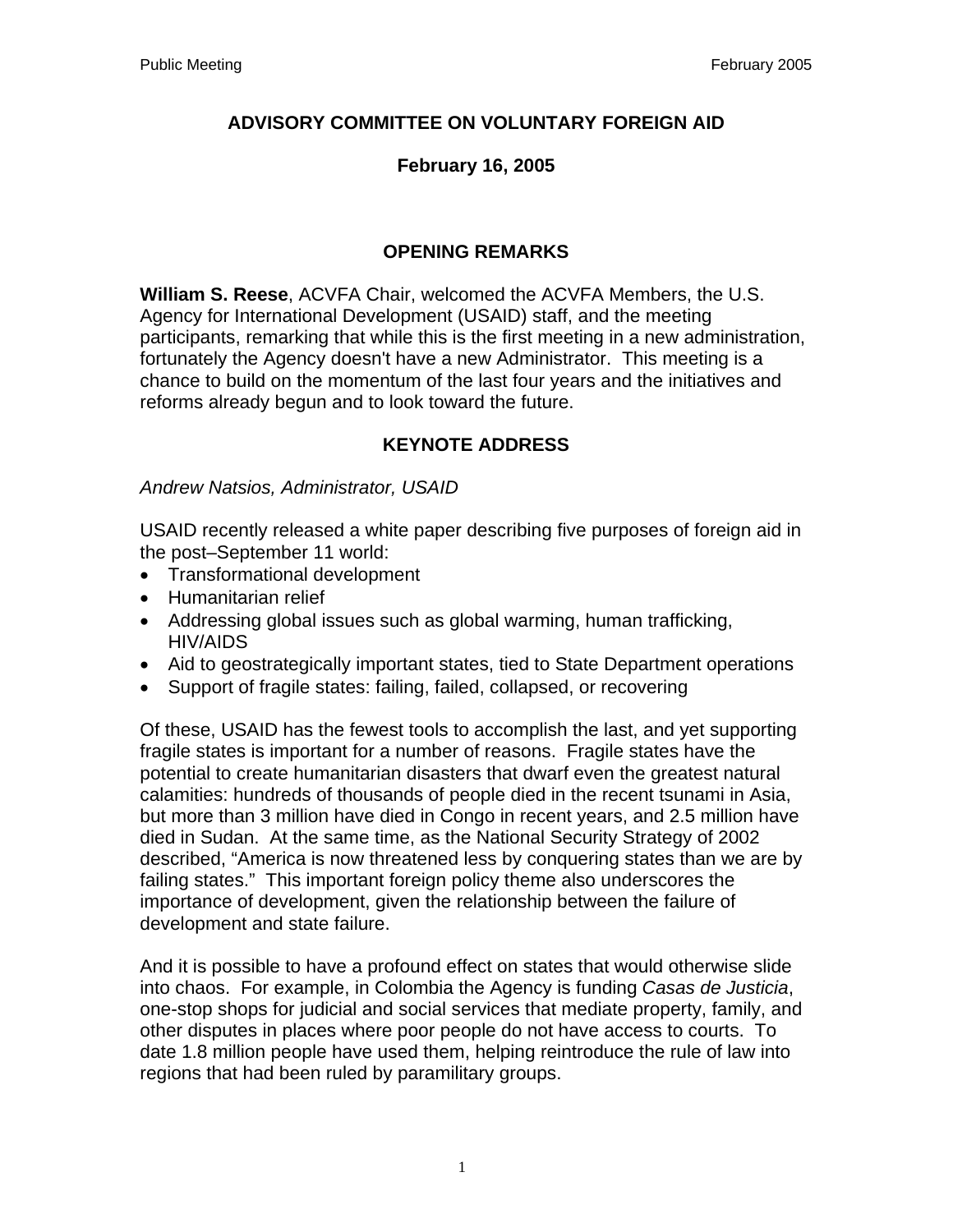# ADVISORY COMMITTEE ON VOLUNTARY FOREIGN AID

## February 16, 2005

## OPENING REMARKS

**William S. Reese**, ACVFA Chair, welcomed the ACVFA Members, the U.S. Agency for International Development (USAID) staff, and the meeting participants, remarking that while this is the first meeting in a new administration, fortunately the Agency doesn't have a new Administrator. This meeting is a chance to build on the momentum of the last four years and the initiatives and reforms already begun and to look toward the future.

## KEYNOTE ADDRESS

*Andrew Natsios, Administrator, USAID*

USAID recently released a white paper describing five purposes of foreign aid in the post–September 11 world:

- Transformational development
- Humanitarian relief
- Addressing global issues such as global warming, human trafficking, HIV/AIDS
- Aid to geostrategically important states, tied to State Department operations
- Support of fragile states: failing, failed, collapsed, or recovering

Of these, USAID has the fewest tools to accomplish the last, and yet supporting fragile states is important for a number of reasons. Fragile states have the potential to create humanitarian disasters that dwarf even the greatest natural calamities: hundreds of thousands of people died in the recent tsunami in Asia, but more than 3 million have died in Congo in recent years, and 2.5 million have died in Sudan. At the same time, as the National Security Strategy of 2002 described, "America is now threatened less by conquering states than we are by failing states." This important foreign policy theme also underscores the importance of development, given the relationship between the failure of development and state failure.

And it is possible to have a profound effect on states that would otherwise slide into chaos. For example, in Colombia the Agency is funding *Casas de Justicia*, one-stop shops for judicial and social services that mediate property, family, and other disputes in places where poor people do not have access to courts. To date 1.8 million people have used them, helping reintroduce the rule of law into regions that had been ruled by paramilitary groups.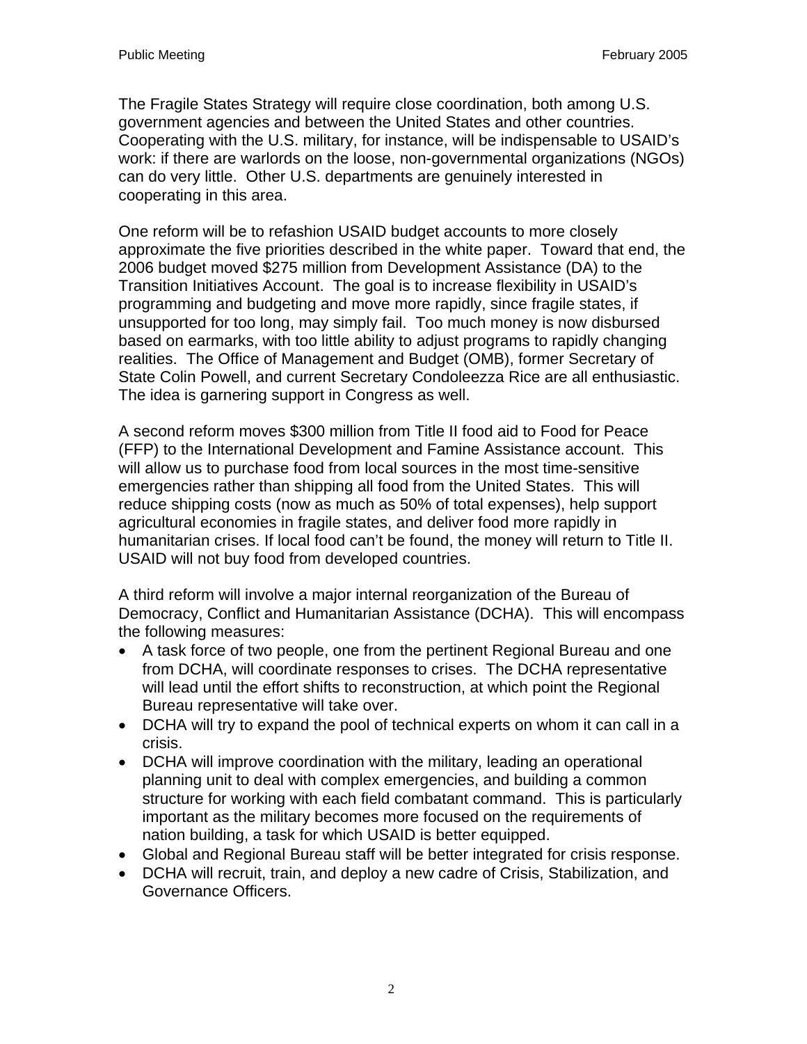The Fragile States Strategy will require close coordination, both among U.S. government agencies and between the United States and other countries. Cooperating with the U.S. military, for instance, will be indispensable to USAID's work: if there are warlords on the loose, non-governmental organizations (NGOs) can do very little. Other U.S. departments are genuinely interested in cooperating in this area.

One reform will be to refashion USAID budget accounts to more closely approximate the five priorities described in the white paper. Toward that end, the 2006 budget moved $275 million from Development Assistance (DA) to the Transition Initiatives Account. The goal is to increase flexibility in USAID's programming and budgeting and move more rapidly, since fragile states, if unsupported for too long, may simply fail. Too much money is now disbursed based on earmarks, with too little ability to adjust programs to rapidly changing realities. The Office of Management and Budget (OMB), former Secretary of State Colin Powell, and current Secretary Condoleezza Rice are all enthusiastic. The idea is garnering support in Congress as well.

A second reform moves $300 million from Title II food aid to Food for Peace (FFP) to the International Development and Famine Assistance account. This will allow us to purchase food from local sources in the most time-sensitive emergencies rather than shipping all food from the United States. This will reduce shipping costs (now as much as 50% of total expenses), help support agricultural economies in fragile states, and deliver food more rapidly in humanitarian crises. If local food can't be found, the money will return to Title II. USAID will not buy food from developed countries.

A third reform will involve a major internal reorganization of the Bureau of Democracy, Conflict and Humanitarian Assistance (DCHA). This will encompass the following measures:

- A task force of two people, one from the pertinent Regional Bureau and one from DCHA, will coordinate responses to crises. The DCHA representative will lead until the effort shifts to reconstruction, at which point the Regional Bureau representative will take over.
- DCHA will try to expand the pool of technical experts on whom it can call in a crisis.
- DCHA will improve coordination with the military, leading an operational planning unit to deal with complex emergencies, and building a common structure for working with each field combatant command. This is particularly important as the military becomes more focused on the requirements of nation building, a task for which USAID is better equipped.
- Global and Regional Bureau staff will be better integrated for crisis response.
- DCHA will recruit, train, and deploy a new cadre of Crisis, Stabilization, and Governance Officers.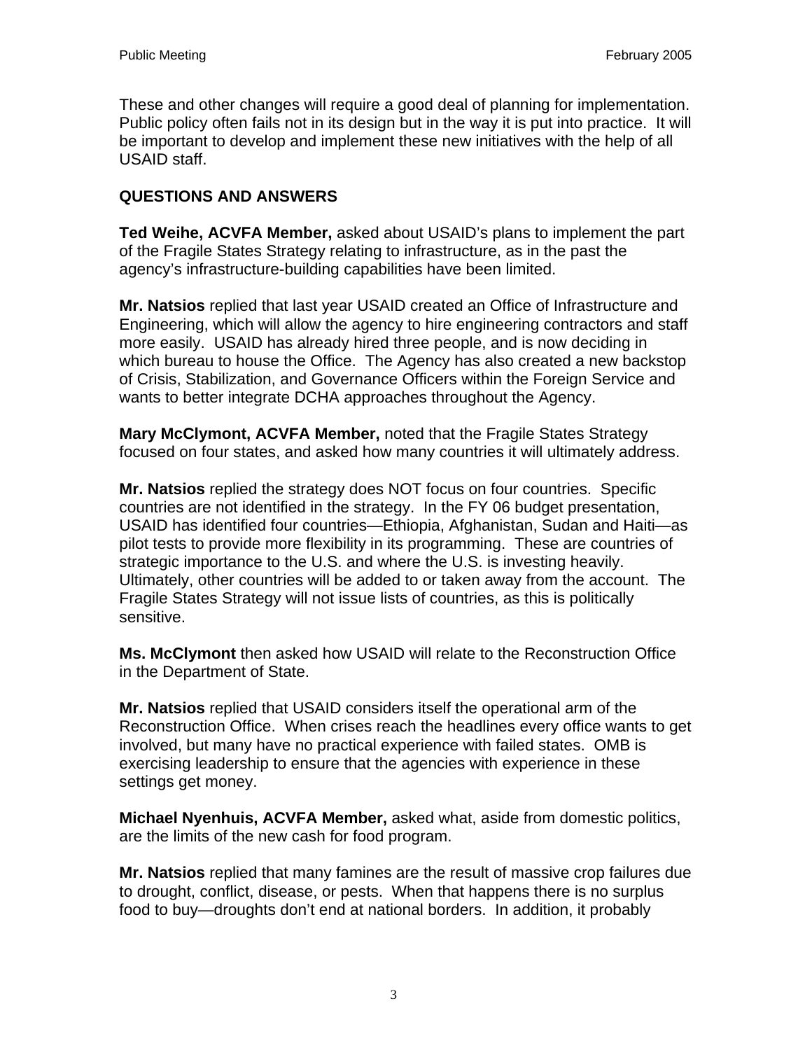These and other changes will require a good deal of planning for implementation. Public policy often fails not in its design but in the way it is put into practice. It will be important to develop and implement these new initiatives with the help of all USAID staff.

## QUESTIONS AND ANSWERS

**Ted Weihe, ACVFA Member,** asked about USAID's plans to implement the part of the Fragile States Strategy relating to infrastructure, as in the past the agency's infrastructure-building capabilities have been limited.

**Mr. Natsios** replied that last year USAID created an Office of Infrastructure and Engineering, which will allow the agency to hire engineering contractors and staff more easily. USAID has already hired three people, and is now deciding in which bureau to house the Office. The Agency has also created a new backstop of Crisis, Stabilization, and Governance Officers within the Foreign Service and wants to better integrate DCHA approaches throughout the Agency.

**Mary McClymont, ACVFA Member,** noted that the Fragile States Strategy focused on four states, and asked how many countries it will ultimately address.

**Mr. Natsios** replied the strategy does NOT focus on four countries. Specific countries are not identified in the strategy. In the FY 06 budget presentation, USAID has identified four countries—Ethiopia, Afghanistan, Sudan and Haiti—as pilot tests to provide more flexibility in its programming. These are countries of strategic importance to the U.S. and where the U.S. is investing heavily. Ultimately, other countries will be added to or taken away from the account. The Fragile States Strategy will not issue lists of countries, as this is politically sensitive.

**Ms. McClymont** then asked how USAID will relate to the Reconstruction Office in the Department of State.

**Mr. Natsios** replied that USAID considers itself the operational arm of the Reconstruction Office. When crises reach the headlines every office wants to get involved, but many have no practical experience with failed states. OMB is exercising leadership to ensure that the agencies with experience in these settings get money.

**Michael Nyenhuis, ACVFA Member,** asked what, aside from domestic politics, are the limits of the new cash for food program.

**Mr. Natsios** replied that many famines are the result of massive crop failures due to drought, conflict, disease, or pests. When that happens there is no surplus food to buy—droughts don't end at national borders. In addition, it probably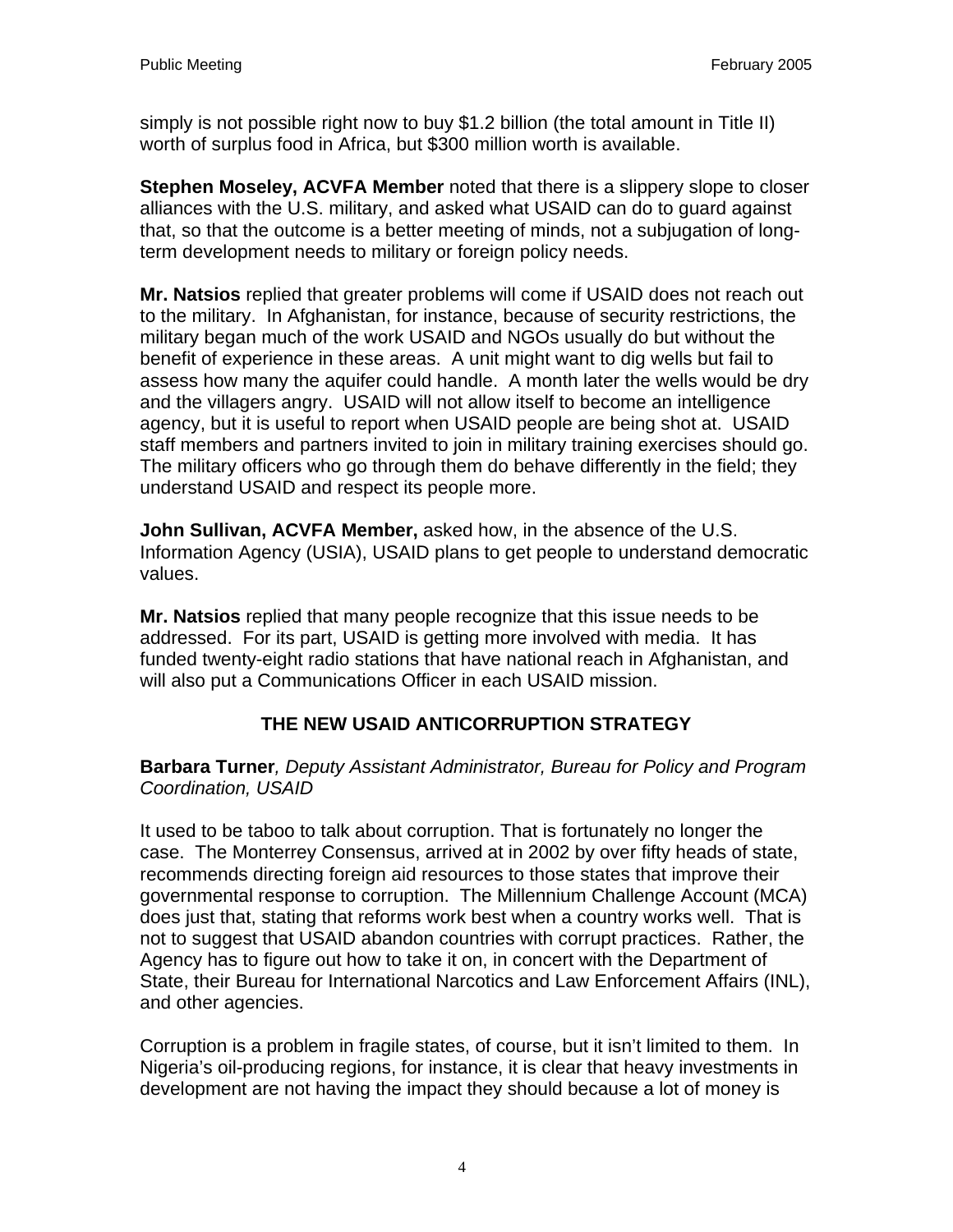simply is not possible right now to buy $1.2 billion (the total amount in Title II) worth of surplus food in Africa, but $300 million worth is available.

**Stephen Moseley, ACVFA Member** noted that there is a slippery slope to closer alliances with the U.S. military, and asked what USAID can do to guard against that, so that the outcome is a better meeting of minds, not a subjugation of long-term development needs to military or foreign policy needs.

**Mr. Natsios** replied that greater problems will come if USAID does not reach out to the military. In Afghanistan, for instance, because of security restrictions, the military began much of the work USAID and NGOs usually do but without the benefit of experience in these areas. A unit might want to dig wells but fail to assess how many the aquifer could handle. A month later the wells would be dry and the villagers angry. USAID will not allow itself to become an intelligence agency, but it is useful to report when USAID people are being shot at. USAID staff members and partners invited to join in military training exercises should go. The military officers who go through them do behave differently in the field; they understand USAID and respect its people more.

**John Sullivan, ACVFA Member,** asked how, in the absence of the U.S. Information Agency (USIA), USAID plans to get people to understand democratic values.

**Mr. Natsios** replied that many people recognize that this issue needs to be addressed. For its part, USAID is getting more involved with media. It has funded twenty-eight radio stations that have national reach in Afghanistan, and will also put a Communications Officer in each USAID mission.

## THE NEW USAID ANTICORRUPTION STRATEGY

**Barbara Turner***, Deputy Assistant Administrator, Bureau for Policy and Program Coordination, USAID*

It used to be taboo to talk about corruption. That is fortunately no longer the case. The Monterrey Consensus, arrived at in 2002 by over fifty heads of state, recommends directing foreign aid resources to those states that improve their governmental response to corruption. The Millennium Challenge Account (MCA) does just that, stating that reforms work best when a country works well. That is not to suggest that USAID abandon countries with corrupt practices. Rather, the Agency has to figure out how to take it on, in concert with the Department of State, their Bureau for International Narcotics and Law Enforcement Affairs (INL), and other agencies.

Corruption is a problem in fragile states, of course, but it isn't limited to them. In Nigeria's oil-producing regions, for instance, it is clear that heavy investments in development are not having the impact they should because a lot of money is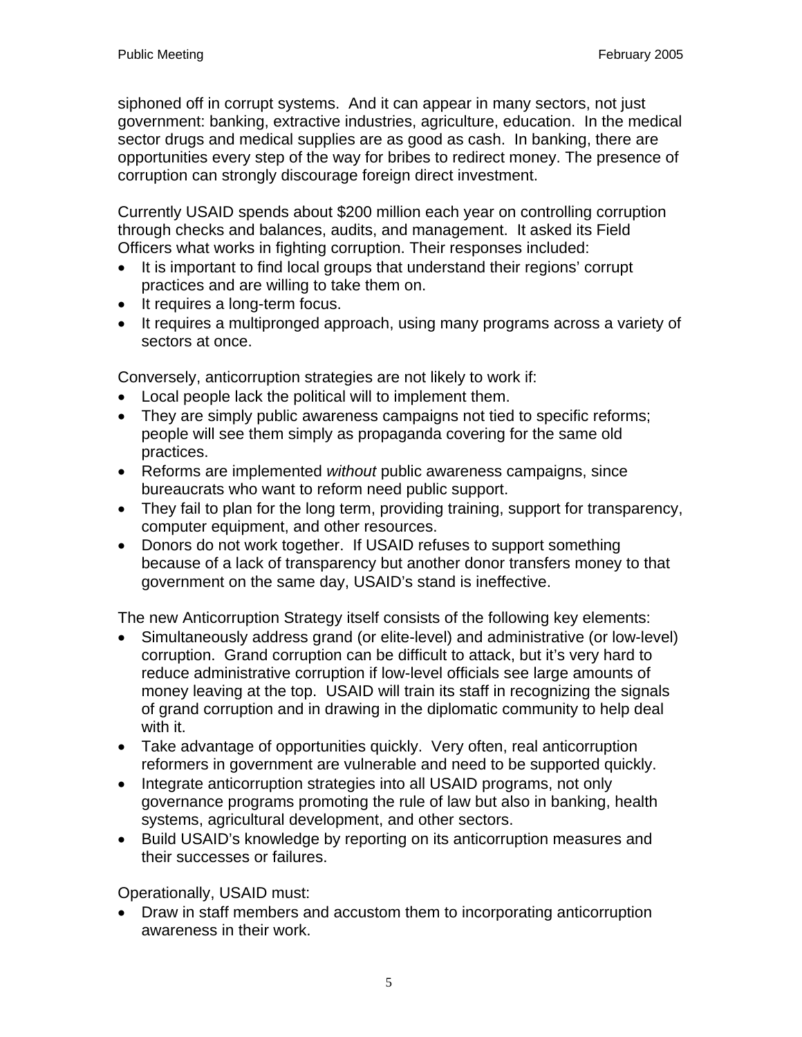siphoned off in corrupt systems. And it can appear in many sectors, not just government: banking, extractive industries, agriculture, education. In the medical sector drugs and medical supplies are as good as cash. In banking, there are opportunities every step of the way for bribes to redirect money. The presence of corruption can strongly discourage foreign direct investment.

Currently USAID spends about $200 million each year on controlling corruption through checks and balances, audits, and management. It asked its Field Officers what works in fighting corruption. Their responses included:

- It is important to find local groups that understand their regions' corrupt practices and are willing to take them on.
- It requires a long-term focus.
- It requires a multipronged approach, using many programs across a variety of sectors at once.

Conversely, anticorruption strategies are not likely to work if:

- Local people lack the political will to implement them.
- They are simply public awareness campaigns not tied to specific reforms; people will see them simply as propaganda covering for the same old practices.
- Reforms are implemented *without* public awareness campaigns, since bureaucrats who want to reform need public support.
- They fail to plan for the long term, providing training, support for transparency, computer equipment, and other resources.
- Donors do not work together. If USAID refuses to support something because of a lack of transparency but another donor transfers money to that government on the same day, USAID's stand is ineffective.

The new Anticorruption Strategy itself consists of the following key elements:

- Simultaneously address grand (or elite-level) and administrative (or low-level) corruption. Grand corruption can be difficult to attack, but it's very hard to reduce administrative corruption if low-level officials see large amounts of money leaving at the top. USAID will train its staff in recognizing the signals of grand corruption and in drawing in the diplomatic community to help deal with it.
- Take advantage of opportunities quickly. Very often, real anticorruption reformers in government are vulnerable and need to be supported quickly.
- Integrate anticorruption strategies into all USAID programs, not only governance programs promoting the rule of law but also in banking, health systems, agricultural development, and other sectors.
- Build USAID's knowledge by reporting on its anticorruption measures and their successes or failures.

Operationally, USAID must:

- Draw in staff members and accustom them to incorporating anticorruption awareness in their work.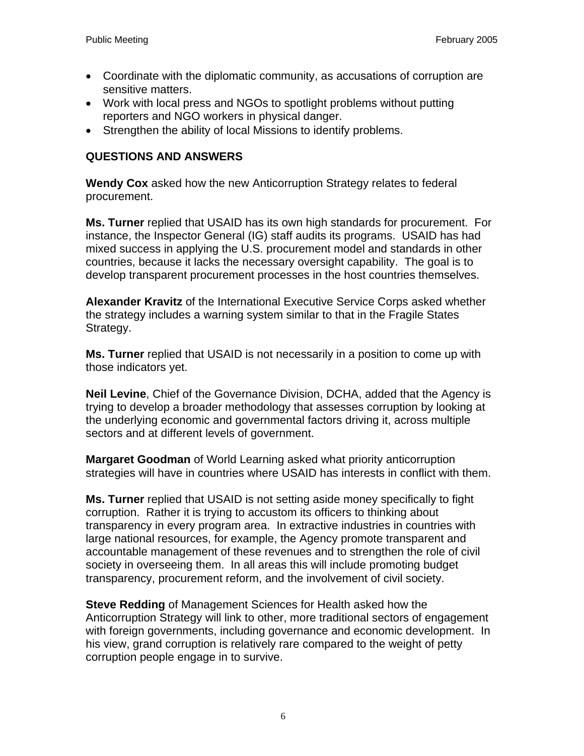- Coordinate with the diplomatic community, as accusations of corruption are sensitive matters.
- Work with local press and NGOs to spotlight problems without putting reporters and NGO workers in physical danger.
- Strengthen the ability of local Missions to identify problems.

## QUESTIONS AND ANSWERS

**Wendy Cox** asked how the new Anticorruption Strategy relates to federal procurement.

**Ms. Turner** replied that USAID has its own high standards for procurement. For instance, the Inspector General (IG) staff audits its programs. USAID has had mixed success in applying the U.S. procurement model and standards in other countries, because it lacks the necessary oversight capability. The goal is to develop transparent procurement processes in the host countries themselves.

**Alexander Kravitz** of the International Executive Service Corps asked whether the strategy includes a warning system similar to that in the Fragile States Strategy.

**Ms. Turner** replied that USAID is not necessarily in a position to come up with those indicators yet.

**Neil Levine**, Chief of the Governance Division, DCHA, added that the Agency is trying to develop a broader methodology that assesses corruption by looking at the underlying economic and governmental factors driving it, across multiple sectors and at different levels of government.

**Margaret Goodman** of World Learning asked what priority anticorruption strategies will have in countries where USAID has interests in conflict with them.

**Ms. Turner** replied that USAID is not setting aside money specifically to fight corruption. Rather it is trying to accustom its officers to thinking about transparency in every program area. In extractive industries in countries with large national resources, for example, the Agency promote transparent and accountable management of these revenues and to strengthen the role of civil society in overseeing them. In all areas this will include promoting budget transparency, procurement reform, and the involvement of civil society.

**Steve Redding** of Management Sciences for Health asked how the Anticorruption Strategy will link to other, more traditional sectors of engagement with foreign governments, including governance and economic development. In his view, grand corruption is relatively rare compared to the weight of petty corruption people engage in to survive.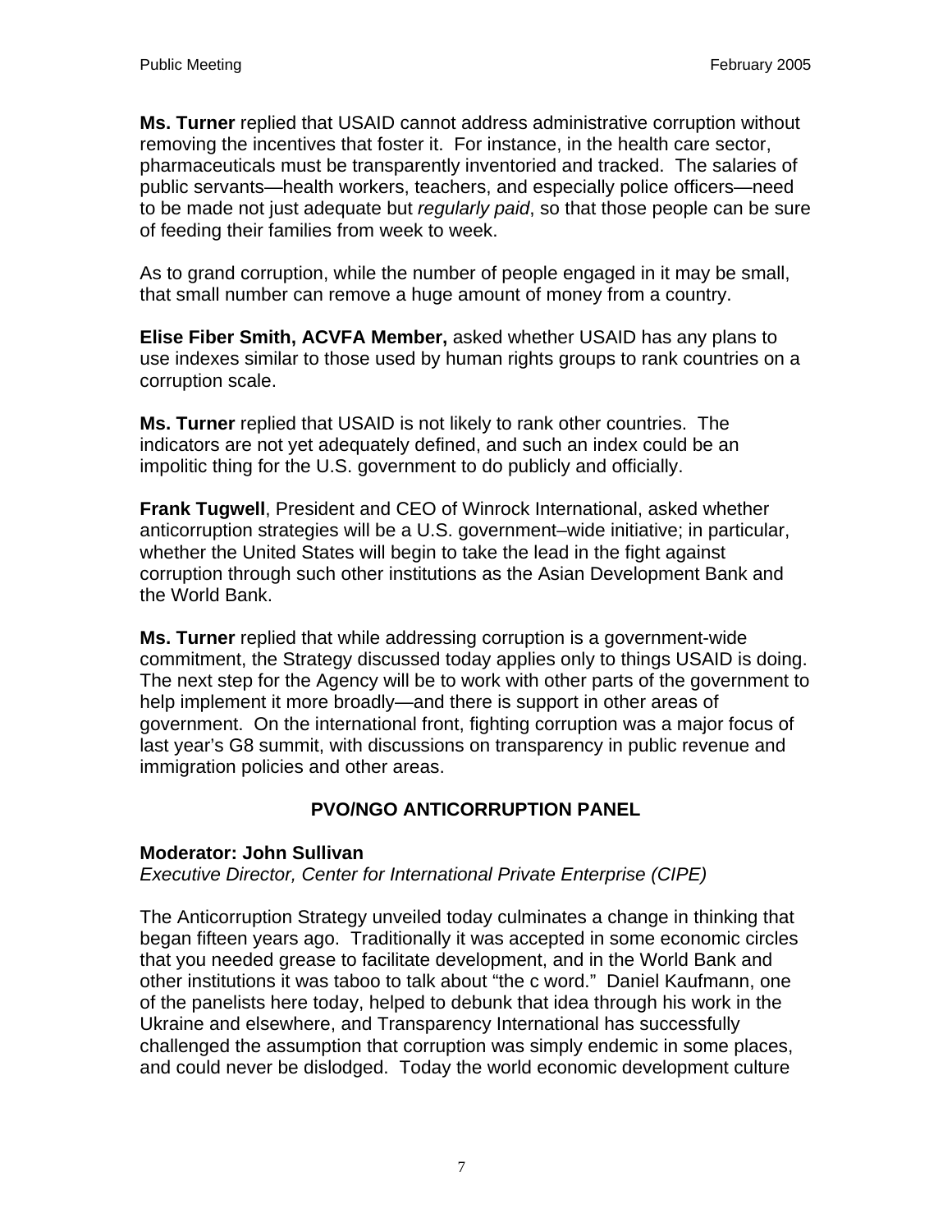**Ms. Turner** replied that USAID cannot address administrative corruption without removing the incentives that foster it. For instance, in the health care sector, pharmaceuticals must be transparently inventoried and tracked. The salaries of public servants—health workers, teachers, and especially police officers—need to be made not just adequate but *regularly paid*, so that those people can be sure of feeding their families from week to week.

As to grand corruption, while the number of people engaged in it may be small, that small number can remove a huge amount of money from a country.

**Elise Fiber Smith, ACVFA Member,** asked whether USAID has any plans to use indexes similar to those used by human rights groups to rank countries on a corruption scale.

**Ms. Turner** replied that USAID is not likely to rank other countries. The indicators are not yet adequately defined, and such an index could be an impolitic thing for the U.S. government to do publicly and officially.

**Frank Tugwell**, President and CEO of Winrock International, asked whether anticorruption strategies will be a U.S. government–wide initiative; in particular, whether the United States will begin to take the lead in the fight against corruption through such other institutions as the Asian Development Bank and the World Bank.

**Ms. Turner** replied that while addressing corruption is a government-wide commitment, the Strategy discussed today applies only to things USAID is doing. The next step for the Agency will be to work with other parts of the government to help implement it more broadly—and there is support in other areas of government. On the international front, fighting corruption was a major focus of last year's G8 summit, with discussions on transparency in public revenue and immigration policies and other areas.

## PVO/NGO ANTICORRUPTION PANEL

**Moderator: John Sullivan**
*Executive Director, Center for International Private Enterprise (CIPE)*

The Anticorruption Strategy unveiled today culminates a change in thinking that began fifteen years ago. Traditionally it was accepted in some economic circles that you needed grease to facilitate development, and in the World Bank and other institutions it was taboo to talk about "the c word." Daniel Kaufmann, one of the panelists here today, helped to debunk that idea through his work in the Ukraine and elsewhere, and Transparency International has successfully challenged the assumption that corruption was simply endemic in some places, and could never be dislodged. Today the world economic development culture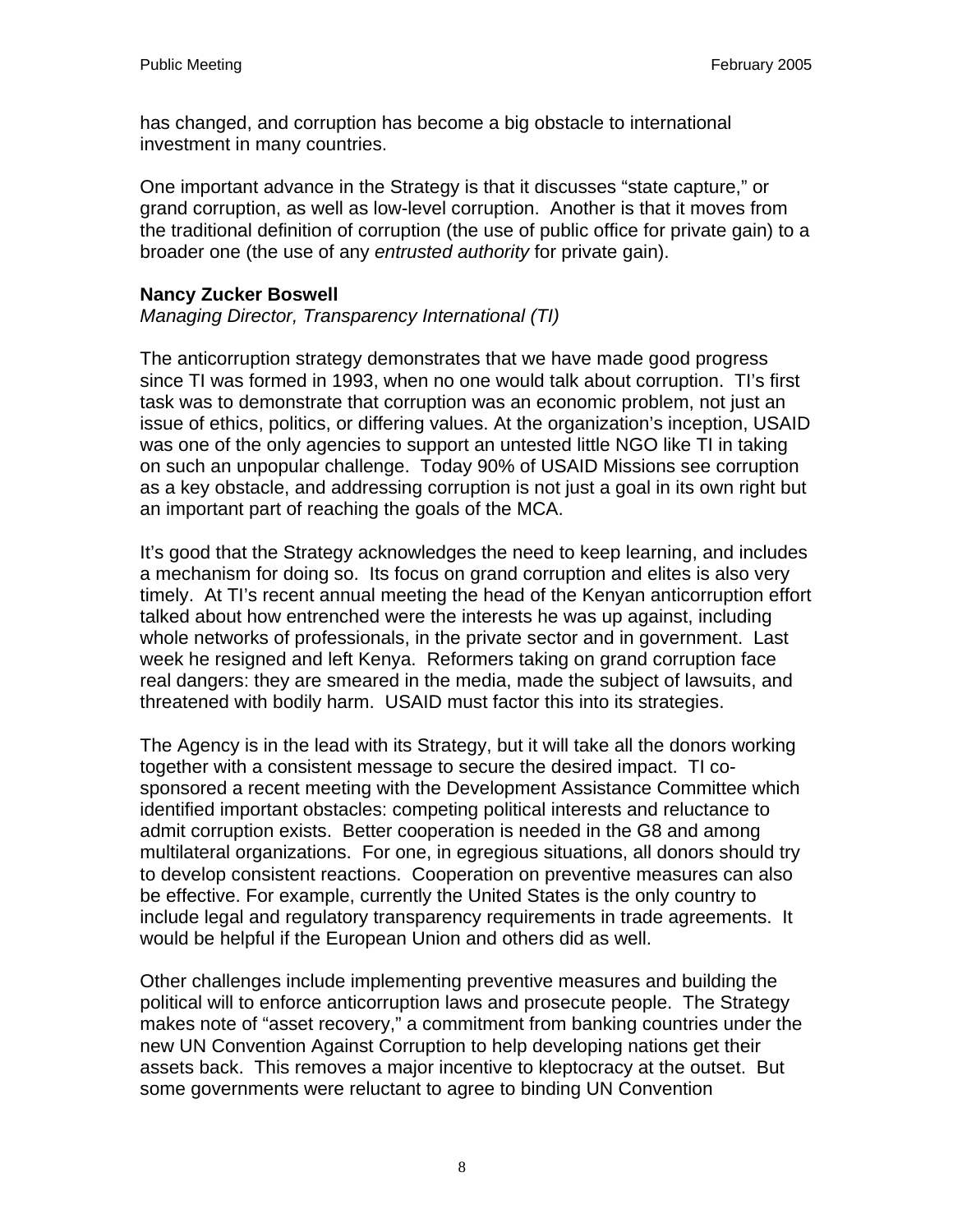has changed, and corruption has become a big obstacle to international investment in many countries.

One important advance in the Strategy is that it discusses "state capture," or grand corruption, as well as low-level corruption. Another is that it moves from the traditional definition of corruption (the use of public office for private gain) to a broader one (the use of any *entrusted authority* for private gain).

**Nancy Zucker Boswell**
*Managing Director, Transparency International (TI)*

The anticorruption strategy demonstrates that we have made good progress since TI was formed in 1993, when no one would talk about corruption. TI's first task was to demonstrate that corruption was an economic problem, not just an issue of ethics, politics, or differing values. At the organization's inception, USAID was one of the only agencies to support an untested little NGO like TI in taking on such an unpopular challenge. Today 90% of USAID Missions see corruption as a key obstacle, and addressing corruption is not just a goal in its own right but an important part of reaching the goals of the MCA.

It's good that the Strategy acknowledges the need to keep learning, and includes a mechanism for doing so. Its focus on grand corruption and elites is also very timely. At TI's recent annual meeting the head of the Kenyan anticorruption effort talked about how entrenched were the interests he was up against, including whole networks of professionals, in the private sector and in government. Last week he resigned and left Kenya. Reformers taking on grand corruption face real dangers: they are smeared in the media, made the subject of lawsuits, and threatened with bodily harm. USAID must factor this into its strategies.

The Agency is in the lead with its Strategy, but it will take all the donors working together with a consistent message to secure the desired impact. TI co-sponsored a recent meeting with the Development Assistance Committee which identified important obstacles: competing political interests and reluctance to admit corruption exists. Better cooperation is needed in the G8 and among multilateral organizations. For one, in egregious situations, all donors should try to develop consistent reactions. Cooperation on preventive measures can also be effective. For example, currently the United States is the only country to include legal and regulatory transparency requirements in trade agreements. It would be helpful if the European Union and others did as well.

Other challenges include implementing preventive measures and building the political will to enforce anticorruption laws and prosecute people. The Strategy makes note of "asset recovery," a commitment from banking countries under the new UN Convention Against Corruption to help developing nations get their assets back. This removes a major incentive to kleptocracy at the outset. But some governments were reluctant to agree to binding UN Convention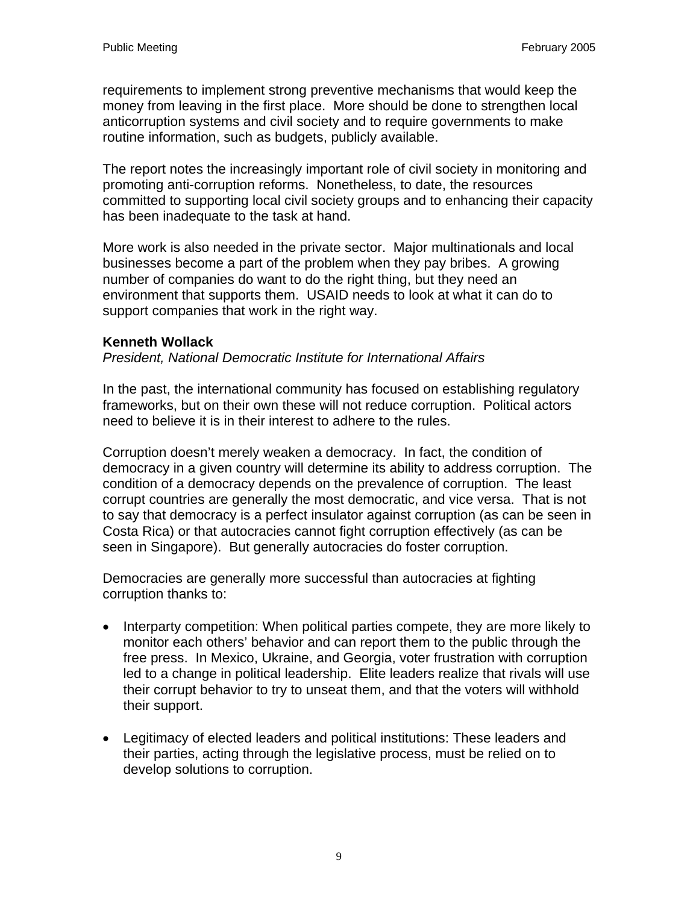requirements to implement strong preventive mechanisms that would keep the money from leaving in the first place. More should be done to strengthen local anticorruption systems and civil society and to require governments to make routine information, such as budgets, publicly available.

The report notes the increasingly important role of civil society in monitoring and promoting anti-corruption reforms. Nonetheless, to date, the resources committed to supporting local civil society groups and to enhancing their capacity has been inadequate to the task at hand.

More work is also needed in the private sector. Major multinationals and local businesses become a part of the problem when they pay bribes. A growing number of companies do want to do the right thing, but they need an environment that supports them. USAID needs to look at what it can do to support companies that work in the right way.

**Kenneth Wollack**
*President, National Democratic Institute for International Affairs*

In the past, the international community has focused on establishing regulatory frameworks, but on their own these will not reduce corruption. Political actors need to believe it is in their interest to adhere to the rules.

Corruption doesn't merely weaken a democracy. In fact, the condition of democracy in a given country will determine its ability to address corruption. The condition of a democracy depends on the prevalence of corruption. The least corrupt countries are generally the most democratic, and vice versa. That is not to say that democracy is a perfect insulator against corruption (as can be seen in Costa Rica) or that autocracies cannot fight corruption effectively (as can be seen in Singapore). But generally autocracies do foster corruption.

Democracies are generally more successful than autocracies at fighting corruption thanks to:

- Interparty competition: When political parties compete, they are more likely to monitor each others' behavior and can report them to the public through the free press. In Mexico, Ukraine, and Georgia, voter frustration with corruption led to a change in political leadership. Elite leaders realize that rivals will use their corrupt behavior to try to unseat them, and that the voters will withhold their support.

- Legitimacy of elected leaders and political institutions: These leaders and their parties, acting through the legislative process, must be relied on to develop solutions to corruption.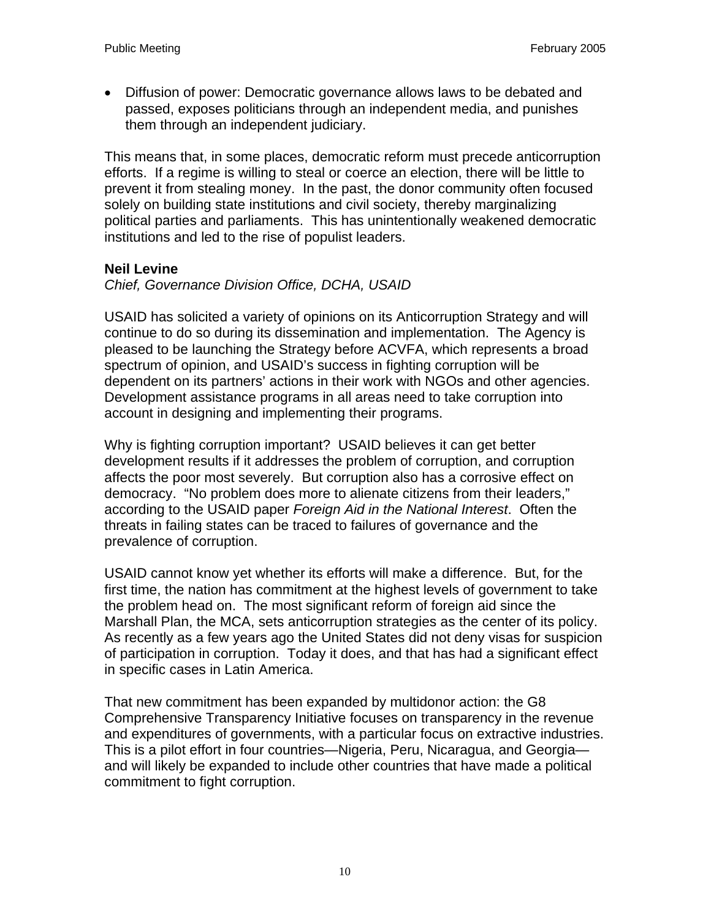- Diffusion of power: Democratic governance allows laws to be debated and passed, exposes politicians through an independent media, and punishes them through an independent judiciary.

This means that, in some places, democratic reform must precede anticorruption efforts. If a regime is willing to steal or coerce an election, there will be little to prevent it from stealing money. In the past, the donor community often focused solely on building state institutions and civil society, thereby marginalizing political parties and parliaments. This has unintentionally weakened democratic institutions and led to the rise of populist leaders.

**Neil Levine**
*Chief, Governance Division Office, DCHA, USAID*

USAID has solicited a variety of opinions on its Anticorruption Strategy and will continue to do so during its dissemination and implementation. The Agency is pleased to be launching the Strategy before ACVFA, which represents a broad spectrum of opinion, and USAID's success in fighting corruption will be dependent on its partners' actions in their work with NGOs and other agencies. Development assistance programs in all areas need to take corruption into account in designing and implementing their programs.

Why is fighting corruption important? USAID believes it can get better development results if it addresses the problem of corruption, and corruption affects the poor most severely. But corruption also has a corrosive effect on democracy. "No problem does more to alienate citizens from their leaders," according to the USAID paper *Foreign Aid in the National Interest*. Often the threats in failing states can be traced to failures of governance and the prevalence of corruption.

USAID cannot know yet whether its efforts will make a difference. But, for the first time, the nation has commitment at the highest levels of government to take the problem head on. The most significant reform of foreign aid since the Marshall Plan, the MCA, sets anticorruption strategies as the center of its policy. As recently as a few years ago the United States did not deny visas for suspicion of participation in corruption. Today it does, and that has had a significant effect in specific cases in Latin America.

That new commitment has been expanded by multidonor action: the G8 Comprehensive Transparency Initiative focuses on transparency in the revenue and expenditures of governments, with a particular focus on extractive industries. This is a pilot effort in four countries—Nigeria, Peru, Nicaragua, and Georgia—and will likely be expanded to include other countries that have made a political commitment to fight corruption.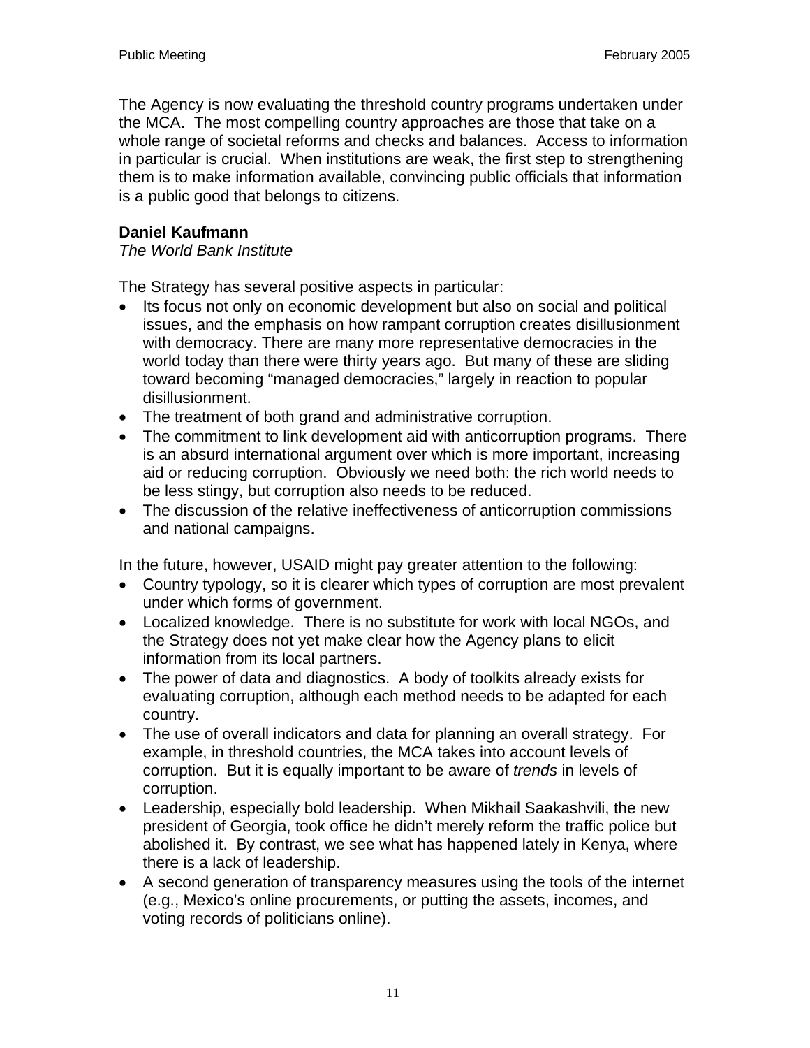The Agency is now evaluating the threshold country programs undertaken under the MCA. The most compelling country approaches are those that take on a whole range of societal reforms and checks and balances. Access to information in particular is crucial. When institutions are weak, the first step to strengthening them is to make information available, convincing public officials that information is a public good that belongs to citizens.

**Daniel Kaufmann**
*The World Bank Institute*

The Strategy has several positive aspects in particular:

- Its focus not only on economic development but also on social and political issues, and the emphasis on how rampant corruption creates disillusionment with democracy. There are many more representative democracies in the world today than there were thirty years ago. But many of these are sliding toward becoming "managed democracies," largely in reaction to popular disillusionment.
- The treatment of both grand and administrative corruption.
- The commitment to link development aid with anticorruption programs. There is an absurd international argument over which is more important, increasing aid or reducing corruption. Obviously we need both: the rich world needs to be less stingy, but corruption also needs to be reduced.
- The discussion of the relative ineffectiveness of anticorruption commissions and national campaigns.

In the future, however, USAID might pay greater attention to the following:

- Country typology, so it is clearer which types of corruption are most prevalent under which forms of government.
- Localized knowledge. There is no substitute for work with local NGOs, and the Strategy does not yet make clear how the Agency plans to elicit information from its local partners.
- The power of data and diagnostics. A body of toolkits already exists for evaluating corruption, although each method needs to be adapted for each country.
- The use of overall indicators and data for planning an overall strategy. For example, in threshold countries, the MCA takes into account levels of corruption. But it is equally important to be aware of *trends* in levels of corruption.
- Leadership, especially bold leadership. When Mikhail Saakashvili, the new president of Georgia, took office he didn't merely reform the traffic police but abolished it. By contrast, we see what has happened lately in Kenya, where there is a lack of leadership.
- A second generation of transparency measures using the tools of the internet (e.g., Mexico's online procurements, or putting the assets, incomes, and voting records of politicians online).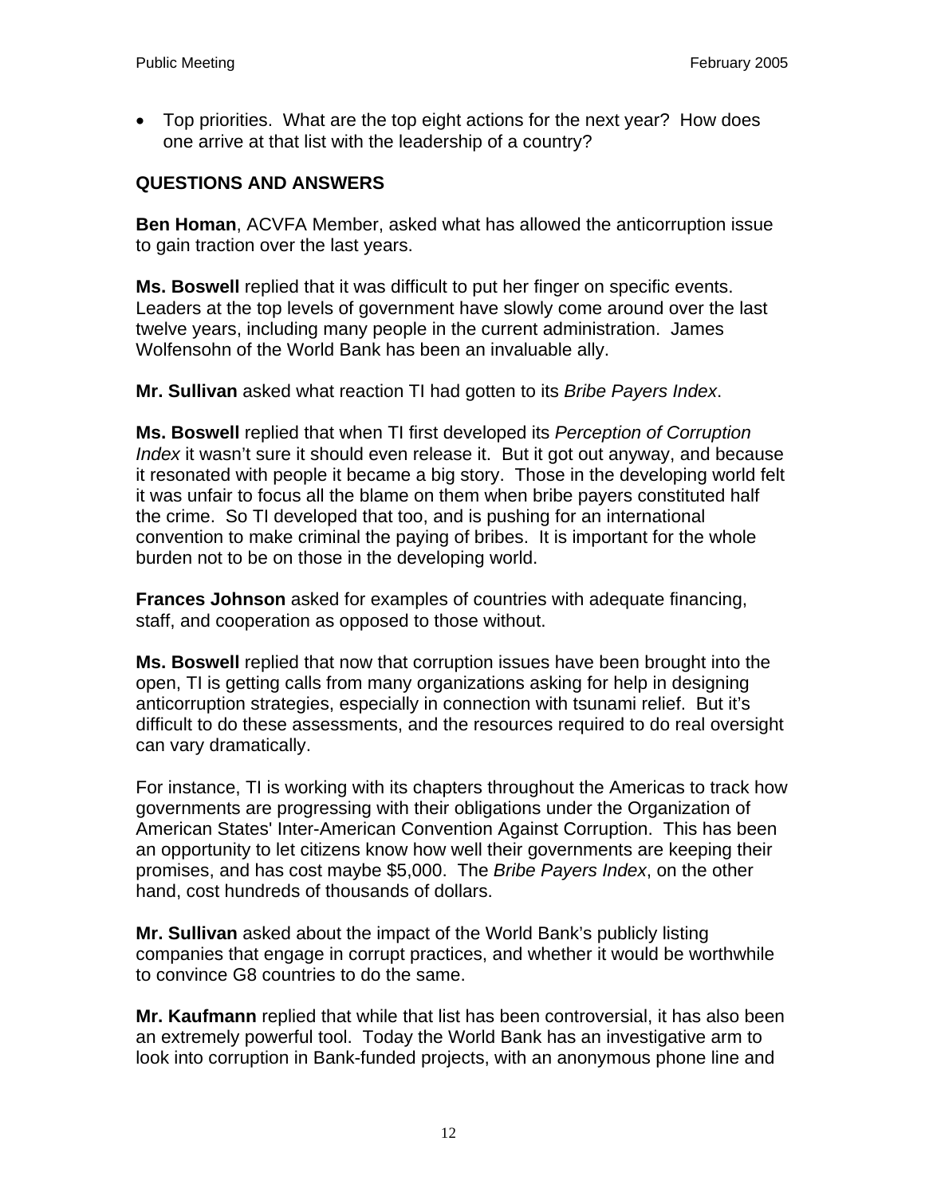- Top priorities. What are the top eight actions for the next year? How does one arrive at that list with the leadership of a country?

**QUESTIONS AND ANSWERS**

**Ben Homan**, ACVFA Member, asked what has allowed the anticorruption issue to gain traction over the last years.

**Ms. Boswell** replied that it was difficult to put her finger on specific events. Leaders at the top levels of government have slowly come around over the last twelve years, including many people in the current administration. James Wolfensohn of the World Bank has been an invaluable ally.

**Mr. Sullivan** asked what reaction TI had gotten to its *Bribe Payers Index*.

**Ms. Boswell** replied that when TI first developed its *Perception of Corruption Index* it wasn't sure it should even release it. But it got out anyway, and because it resonated with people it became a big story. Those in the developing world felt it was unfair to focus all the blame on them when bribe payers constituted half the crime. So TI developed that too, and is pushing for an international convention to make criminal the paying of bribes. It is important for the whole burden not to be on those in the developing world.

**Frances Johnson** asked for examples of countries with adequate financing, staff, and cooperation as opposed to those without.

**Ms. Boswell** replied that now that corruption issues have been brought into the open, TI is getting calls from many organizations asking for help in designing anticorruption strategies, especially in connection with tsunami relief. But it's difficult to do these assessments, and the resources required to do real oversight can vary dramatically.

For instance, TI is working with its chapters throughout the Americas to track how governments are progressing with their obligations under the Organization of American States' Inter-American Convention Against Corruption. This has been an opportunity to let citizens know how well their governments are keeping their promises, and has cost maybe $5,000. The *Bribe Payers Index*, on the other hand, cost hundreds of thousands of dollars.

**Mr. Sullivan** asked about the impact of the World Bank's publicly listing companies that engage in corrupt practices, and whether it would be worthwhile to convince G8 countries to do the same.

**Mr. Kaufmann** replied that while that list has been controversial, it has also been an extremely powerful tool. Today the World Bank has an investigative arm to look into corruption in Bank-funded projects, with an anonymous phone line and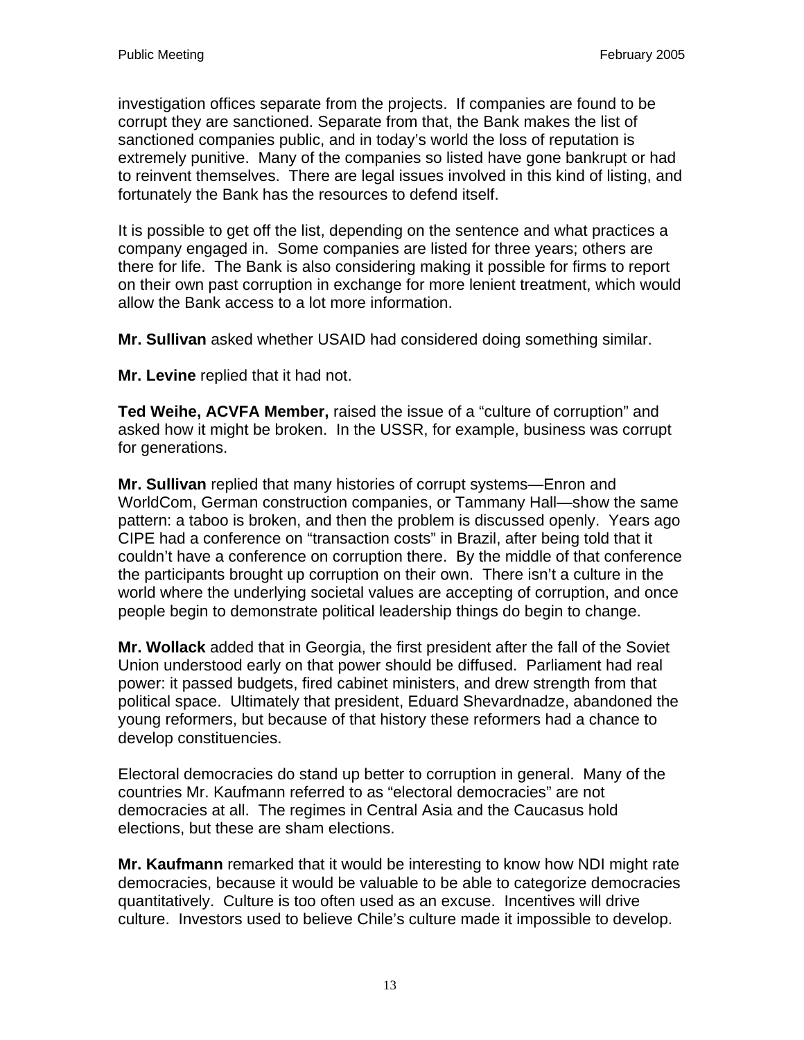investigation offices separate from the projects.  If companies are found to be corrupt they are sanctioned. Separate from that, the Bank makes the list of sanctioned companies public, and in today's world the loss of reputation is extremely punitive.  Many of the companies so listed have gone bankrupt or had to reinvent themselves.  There are legal issues involved in this kind of listing, and fortunately the Bank has the resources to defend itself.

It is possible to get off the list, depending on the sentence and what practices a company engaged in.  Some companies are listed for three years; others are there for life.  The Bank is also considering making it possible for firms to report on their own past corruption in exchange for more lenient treatment, which would allow the Bank access to a lot more information.

**Mr. Sullivan** asked whether USAID had considered doing something similar.

**Mr. Levine** replied that it had not.

**Ted Weihe, ACVFA Member,** raised the issue of a "culture of corruption" and asked how it might be broken.  In the USSR, for example, business was corrupt for generations.

**Mr. Sullivan** replied that many histories of corrupt systems—Enron and WorldCom, German construction companies, or Tammany Hall—show the same pattern: a taboo is broken, and then the problem is discussed openly.  Years ago CIPE had a conference on "transaction costs" in Brazil, after being told that it couldn't have a conference on corruption there.  By the middle of that conference the participants brought up corruption on their own.  There isn't a culture in the world where the underlying societal values are accepting of corruption, and once people begin to demonstrate political leadership things do begin to change.

**Mr. Wollack** added that in Georgia, the first president after the fall of the Soviet Union understood early on that power should be diffused.  Parliament had real power: it passed budgets, fired cabinet ministers, and drew strength from that political space.  Ultimately that president, Eduard Shevardnadze, abandoned the young reformers, but because of that history these reformers had a chance to develop constituencies.

Electoral democracies do stand up better to corruption in general.  Many of the countries Mr. Kaufmann referred to as "electoral democracies" are not democracies at all.  The regimes in Central Asia and the Caucasus hold elections, but these are sham elections.

**Mr. Kaufmann** remarked that it would be interesting to know how NDI might rate democracies, because it would be valuable to be able to categorize democracies quantitatively.  Culture is too often used as an excuse.  Incentives will drive culture.  Investors used to believe Chile's culture made it impossible to develop.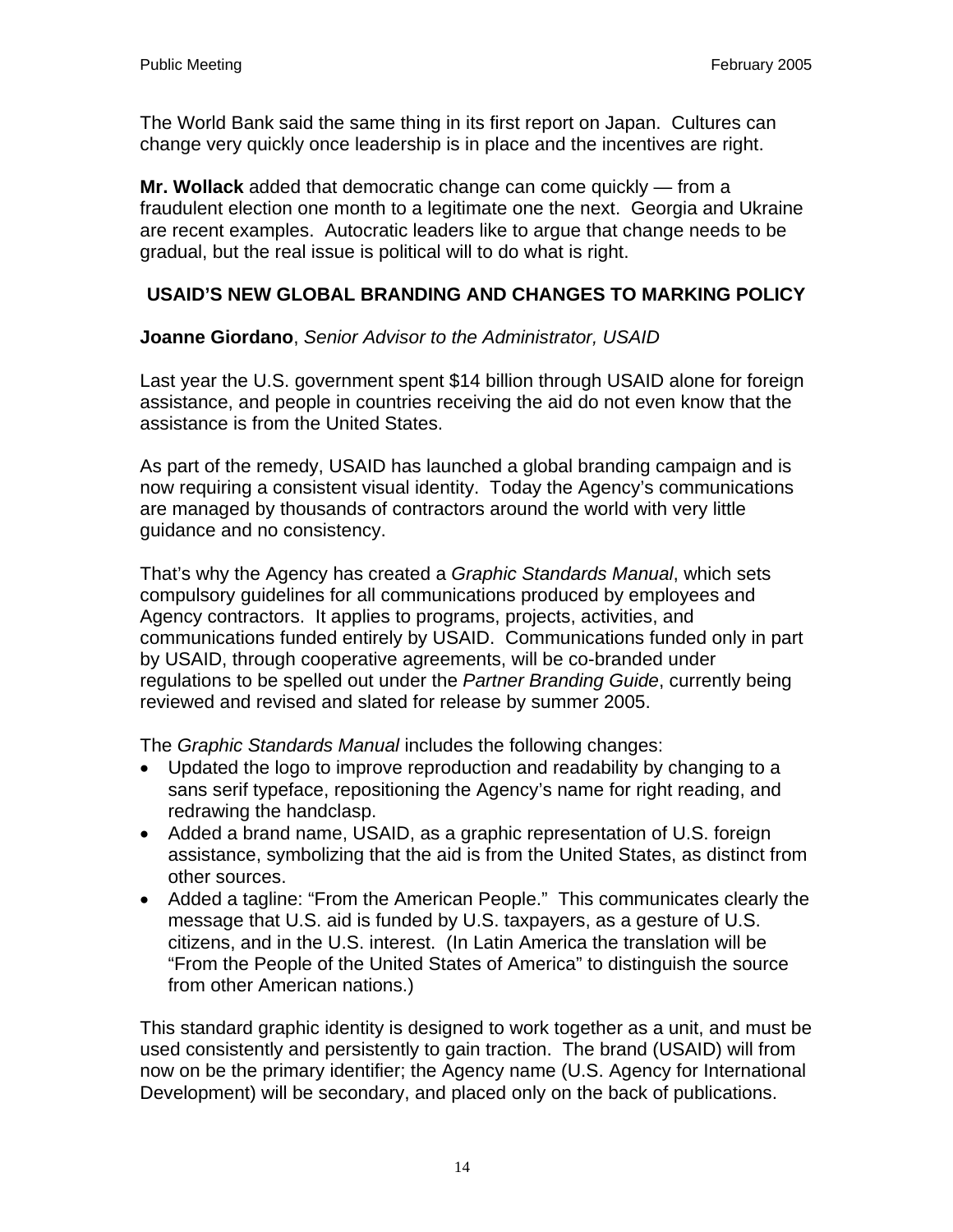The World Bank said the same thing in its first report on Japan. Cultures can change very quickly once leadership is in place and the incentives are right.

**Mr. Wollack** added that democratic change can come quickly — from a fraudulent election one month to a legitimate one the next. Georgia and Ukraine are recent examples. Autocratic leaders like to argue that change needs to be gradual, but the real issue is political will to do what is right.

## USAID'S NEW GLOBAL BRANDING AND CHANGES TO MARKING POLICY

**Joanne Giordano**, *Senior Advisor to the Administrator, USAID*

Last year the U.S. government spent $14 billion through USAID alone for foreign assistance, and people in countries receiving the aid do not even know that the assistance is from the United States.

As part of the remedy, USAID has launched a global branding campaign and is now requiring a consistent visual identity. Today the Agency's communications are managed by thousands of contractors around the world with very little guidance and no consistency.

That's why the Agency has created a *Graphic Standards Manual*, which sets compulsory guidelines for all communications produced by employees and Agency contractors. It applies to programs, projects, activities, and communications funded entirely by USAID. Communications funded only in part by USAID, through cooperative agreements, will be co-branded under regulations to be spelled out under the *Partner Branding Guide*, currently being reviewed and revised and slated for release by summer 2005.

The *Graphic Standards Manual* includes the following changes:

- Updated the logo to improve reproduction and readability by changing to a sans serif typeface, repositioning the Agency's name for right reading, and redrawing the handclasp.
- Added a brand name, USAID, as a graphic representation of U.S. foreign assistance, symbolizing that the aid is from the United States, as distinct from other sources.
- Added a tagline: "From the American People." This communicates clearly the message that U.S. aid is funded by U.S. taxpayers, as a gesture of U.S. citizens, and in the U.S. interest. (In Latin America the translation will be "From the People of the United States of America" to distinguish the source from other American nations.)

This standard graphic identity is designed to work together as a unit, and must be used consistently and persistently to gain traction. The brand (USAID) will from now on be the primary identifier; the Agency name (U.S. Agency for International Development) will be secondary, and placed only on the back of publications.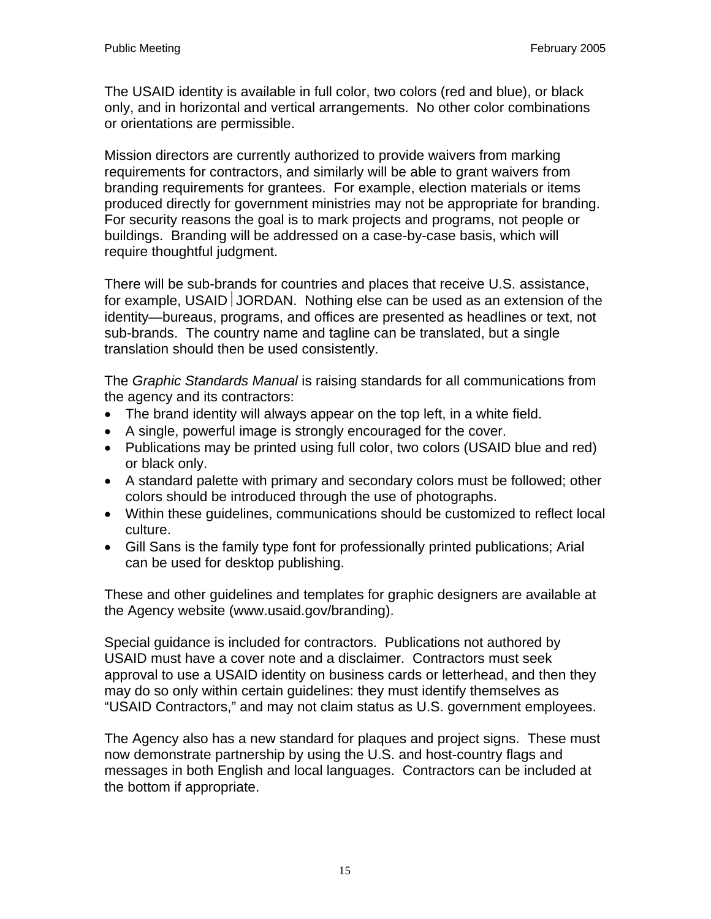The USAID identity is available in full color, two colors (red and blue), or black only, and in horizontal and vertical arrangements. No other color combinations or orientations are permissible.

Mission directors are currently authorized to provide waivers from marking requirements for contractors, and similarly will be able to grant waivers from branding requirements for grantees. For example, election materials or items produced directly for government ministries may not be appropriate for branding. For security reasons the goal is to mark projects and programs, not people or buildings. Branding will be addressed on a case-by-case basis, which will require thoughtful judgment.

There will be sub-brands for countries and places that receive U.S. assistance, for example, USAID | JORDAN. Nothing else can be used as an extension of the identity—bureaus, programs, and offices are presented as headlines or text, not sub-brands. The country name and tagline can be translated, but a single translation should then be used consistently.

The *Graphic Standards Manual* is raising standards for all communications from the agency and its contractors:

- The brand identity will always appear on the top left, in a white field.
- A single, powerful image is strongly encouraged for the cover.
- Publications may be printed using full color, two colors (USAID blue and red) or black only.
- A standard palette with primary and secondary colors must be followed; other colors should be introduced through the use of photographs.
- Within these guidelines, communications should be customized to reflect local culture.
- Gill Sans is the family type font for professionally printed publications; Arial can be used for desktop publishing.

These and other guidelines and templates for graphic designers are available at the Agency website (www.usaid.gov/branding).

Special guidance is included for contractors. Publications not authored by USAID must have a cover note and a disclaimer. Contractors must seek approval to use a USAID identity on business cards or letterhead, and then they may do so only within certain guidelines: they must identify themselves as "USAID Contractors," and may not claim status as U.S. government employees.

The Agency also has a new standard for plaques and project signs. These must now demonstrate partnership by using the U.S. and host-country flags and messages in both English and local languages. Contractors can be included at the bottom if appropriate.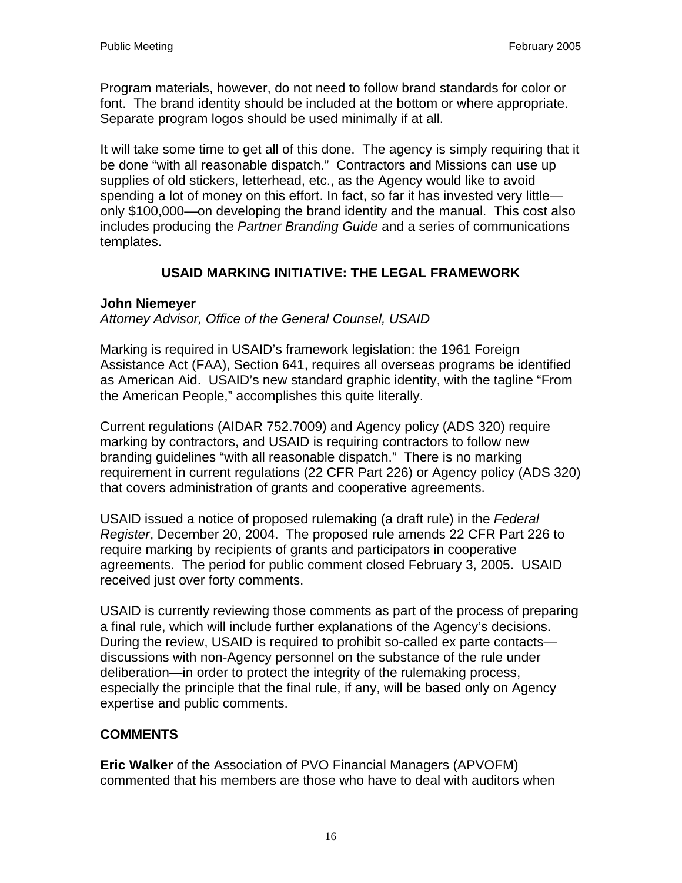Program materials, however, do not need to follow brand standards for color or font. The brand identity should be included at the bottom or where appropriate. Separate program logos should be used minimally if at all.

It will take some time to get all of this done. The agency is simply requiring that it be done "with all reasonable dispatch." Contractors and Missions can use up supplies of old stickers, letterhead, etc., as the Agency would like to avoid spending a lot of money on this effort. In fact, so far it has invested very little—only $100,000—on developing the brand identity and the manual. This cost also includes producing the *Partner Branding Guide* and a series of communications templates.

## USAID MARKING INITIATIVE: THE LEGAL FRAMEWORK

**John Niemeyer**
*Attorney Advisor, Office of the General Counsel, USAID*

Marking is required in USAID's framework legislation: the 1961 Foreign Assistance Act (FAA), Section 641, requires all overseas programs be identified as American Aid. USAID's new standard graphic identity, with the tagline "From the American People," accomplishes this quite literally.

Current regulations (AIDAR 752.7009) and Agency policy (ADS 320) require marking by contractors, and USAID is requiring contractors to follow new branding guidelines "with all reasonable dispatch." There is no marking requirement in current regulations (22 CFR Part 226) or Agency policy (ADS 320) that covers administration of grants and cooperative agreements.

USAID issued a notice of proposed rulemaking (a draft rule) in the *Federal Register*, December 20, 2004. The proposed rule amends 22 CFR Part 226 to require marking by recipients of grants and participators in cooperative agreements. The period for public comment closed February 3, 2005. USAID received just over forty comments.

USAID is currently reviewing those comments as part of the process of preparing a final rule, which will include further explanations of the Agency's decisions. During the review, USAID is required to prohibit so-called ex parte contacts—discussions with non-Agency personnel on the substance of the rule under deliberation—in order to protect the integrity of the rulemaking process, especially the principle that the final rule, if any, will be based only on Agency expertise and public comments.

## COMMENTS

**Eric Walker** of the Association of PVO Financial Managers (APVOFM) commented that his members are those who have to deal with auditors when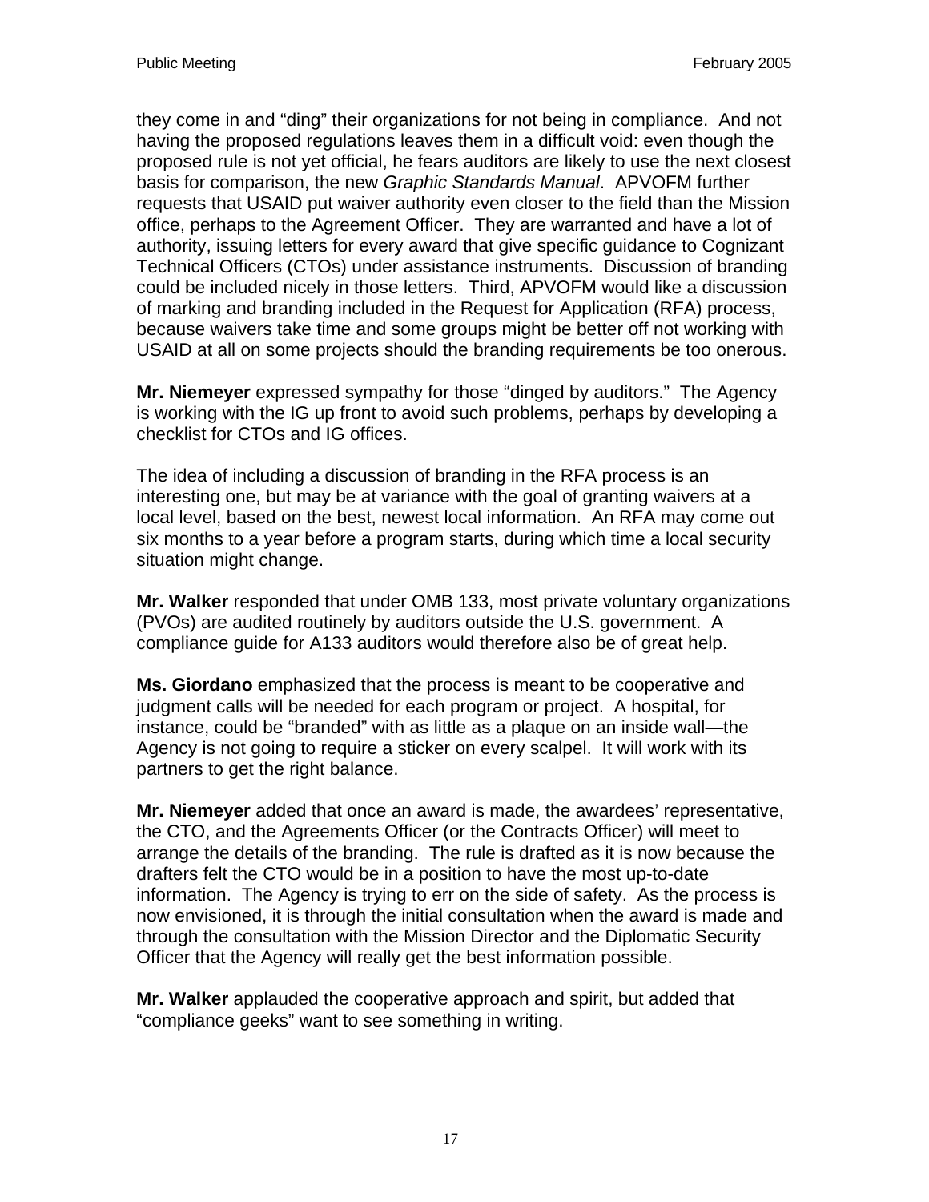they come in and “ding” their organizations for not being in compliance. And not having the proposed regulations leaves them in a difficult void: even though the proposed rule is not yet official, he fears auditors are likely to use the next closest basis for comparison, the new *Graphic Standards Manual*. APVOFM further requests that USAID put waiver authority even closer to the field than the Mission office, perhaps to the Agreement Officer. They are warranted and have a lot of authority, issuing letters for every award that give specific guidance to Cognizant Technical Officers (CTOs) under assistance instruments. Discussion of branding could be included nicely in those letters. Third, APVOFM would like a discussion of marking and branding included in the Request for Application (RFA) process, because waivers take time and some groups might be better off not working with USAID at all on some projects should the branding requirements be too onerous.

**Mr. Niemeyer** expressed sympathy for those “dinged by auditors.” The Agency is working with the IG up front to avoid such problems, perhaps by developing a checklist for CTOs and IG offices.

The idea of including a discussion of branding in the RFA process is an interesting one, but may be at variance with the goal of granting waivers at a local level, based on the best, newest local information. An RFA may come out six months to a year before a program starts, during which time a local security situation might change.

**Mr. Walker** responded that under OMB 133, most private voluntary organizations (PVOs) are audited routinely by auditors outside the U.S. government. A compliance guide for A133 auditors would therefore also be of great help.

**Ms. Giordano** emphasized that the process is meant to be cooperative and judgment calls will be needed for each program or project. A hospital, for instance, could be “branded” with as little as a plaque on an inside wall—the Agency is not going to require a sticker on every scalpel. It will work with its partners to get the right balance.

**Mr. Niemeyer** added that once an award is made, the awardees’ representative, the CTO, and the Agreements Officer (or the Contracts Officer) will meet to arrange the details of the branding. The rule is drafted as it is now because the drafters felt the CTO would be in a position to have the most up-to-date information. The Agency is trying to err on the side of safety. As the process is now envisioned, it is through the initial consultation when the award is made and through the consultation with the Mission Director and the Diplomatic Security Officer that the Agency will really get the best information possible.

**Mr. Walker** applauded the cooperative approach and spirit, but added that “compliance geeks” want to see something in writing.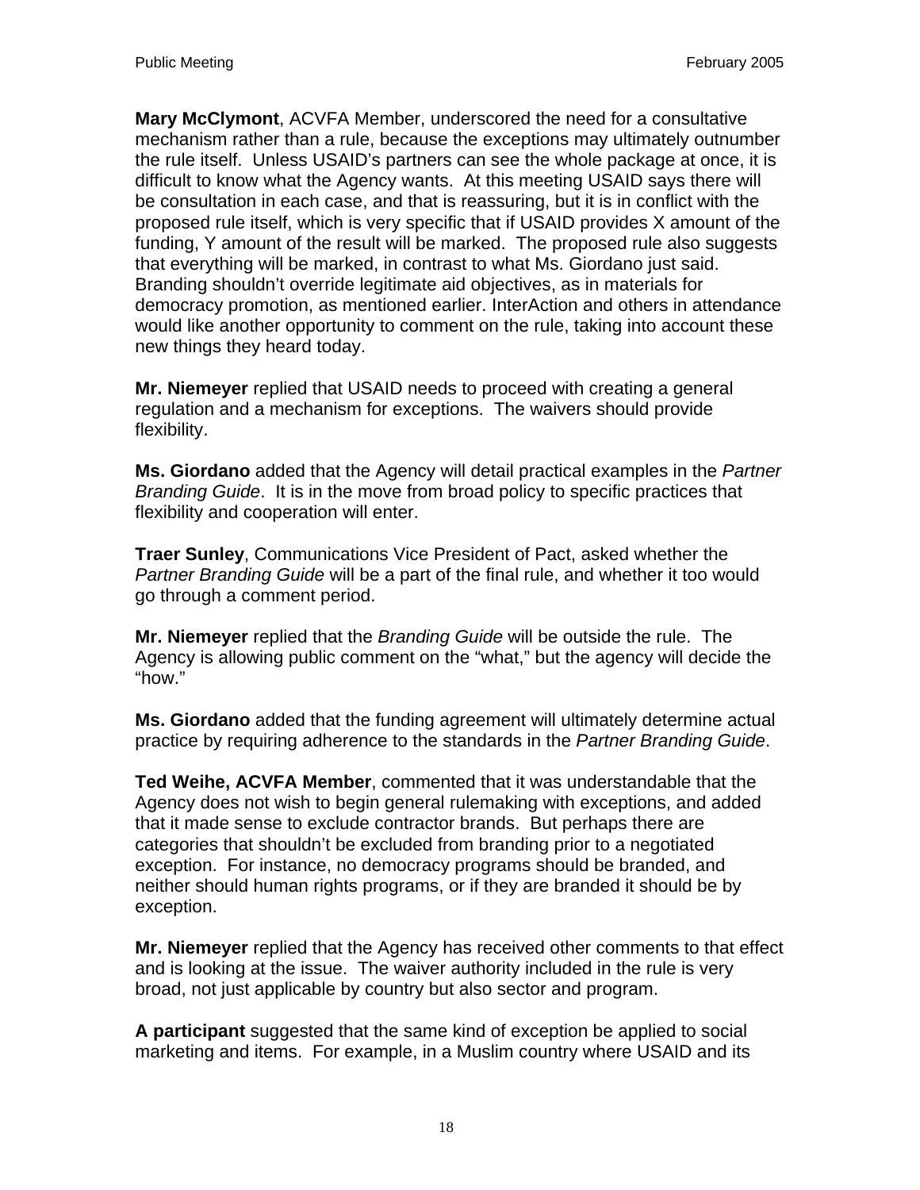**Mary McClymont**, ACVFA Member, underscored the need for a consultative mechanism rather than a rule, because the exceptions may ultimately outnumber the rule itself. Unless USAID's partners can see the whole package at once, it is difficult to know what the Agency wants. At this meeting USAID says there will be consultation in each case, and that is reassuring, but it is in conflict with the proposed rule itself, which is very specific that if USAID provides X amount of the funding, Y amount of the result will be marked. The proposed rule also suggests that everything will be marked, in contrast to what Ms. Giordano just said. Branding shouldn't override legitimate aid objectives, as in materials for democracy promotion, as mentioned earlier. InterAction and others in attendance would like another opportunity to comment on the rule, taking into account these new things they heard today.

**Mr. Niemeyer** replied that USAID needs to proceed with creating a general regulation and a mechanism for exceptions. The waivers should provide flexibility.

**Ms. Giordano** added that the Agency will detail practical examples in the *Partner Branding Guide*. It is in the move from broad policy to specific practices that flexibility and cooperation will enter.

**Traer Sunley**, Communications Vice President of Pact, asked whether the *Partner Branding Guide* will be a part of the final rule, and whether it too would go through a comment period.

**Mr. Niemeyer** replied that the *Branding Guide* will be outside the rule. The Agency is allowing public comment on the "what," but the agency will decide the "how."

**Ms. Giordano** added that the funding agreement will ultimately determine actual practice by requiring adherence to the standards in the *Partner Branding Guide*.

**Ted Weihe, ACVFA Member**, commented that it was understandable that the Agency does not wish to begin general rulemaking with exceptions, and added that it made sense to exclude contractor brands. But perhaps there are categories that shouldn't be excluded from branding prior to a negotiated exception. For instance, no democracy programs should be branded, and neither should human rights programs, or if they are branded it should be by exception.

**Mr. Niemeyer** replied that the Agency has received other comments to that effect and is looking at the issue. The waiver authority included in the rule is very broad, not just applicable by country but also sector and program.

**A participant** suggested that the same kind of exception be applied to social marketing and items. For example, in a Muslim country where USAID and its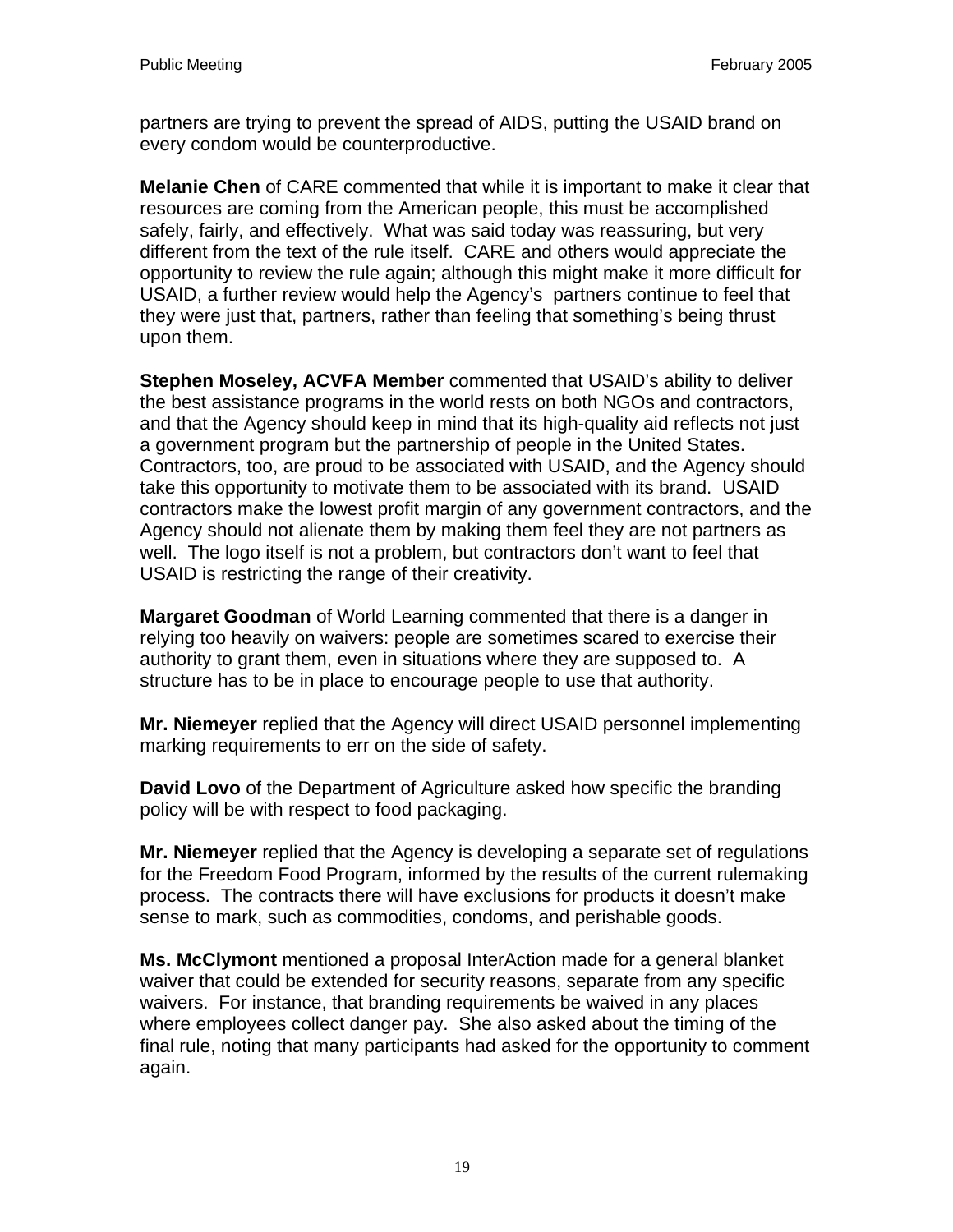partners are trying to prevent the spread of AIDS, putting the USAID brand on every condom would be counterproductive.

**Melanie Chen** of CARE commented that while it is important to make it clear that resources are coming from the American people, this must be accomplished safely, fairly, and effectively. What was said today was reassuring, but very different from the text of the rule itself. CARE and others would appreciate the opportunity to review the rule again; although this might make it more difficult for USAID, a further review would help the Agency's partners continue to feel that they were just that, partners, rather than feeling that something's being thrust upon them.

**Stephen Moseley, ACVFA Member** commented that USAID's ability to deliver the best assistance programs in the world rests on both NGOs and contractors, and that the Agency should keep in mind that its high-quality aid reflects not just a government program but the partnership of people in the United States. Contractors, too, are proud to be associated with USAID, and the Agency should take this opportunity to motivate them to be associated with its brand. USAID contractors make the lowest profit margin of any government contractors, and the Agency should not alienate them by making them feel they are not partners as well. The logo itself is not a problem, but contractors don't want to feel that USAID is restricting the range of their creativity.

**Margaret Goodman** of World Learning commented that there is a danger in relying too heavily on waivers: people are sometimes scared to exercise their authority to grant them, even in situations where they are supposed to. A structure has to be in place to encourage people to use that authority.

**Mr. Niemeyer** replied that the Agency will direct USAID personnel implementing marking requirements to err on the side of safety.

**David Lovo** of the Department of Agriculture asked how specific the branding policy will be with respect to food packaging.

**Mr. Niemeyer** replied that the Agency is developing a separate set of regulations for the Freedom Food Program, informed by the results of the current rulemaking process. The contracts there will have exclusions for products it doesn't make sense to mark, such as commodities, condoms, and perishable goods.

**Ms. McClymont** mentioned a proposal InterAction made for a general blanket waiver that could be extended for security reasons, separate from any specific waivers. For instance, that branding requirements be waived in any places where employees collect danger pay. She also asked about the timing of the final rule, noting that many participants had asked for the opportunity to comment again.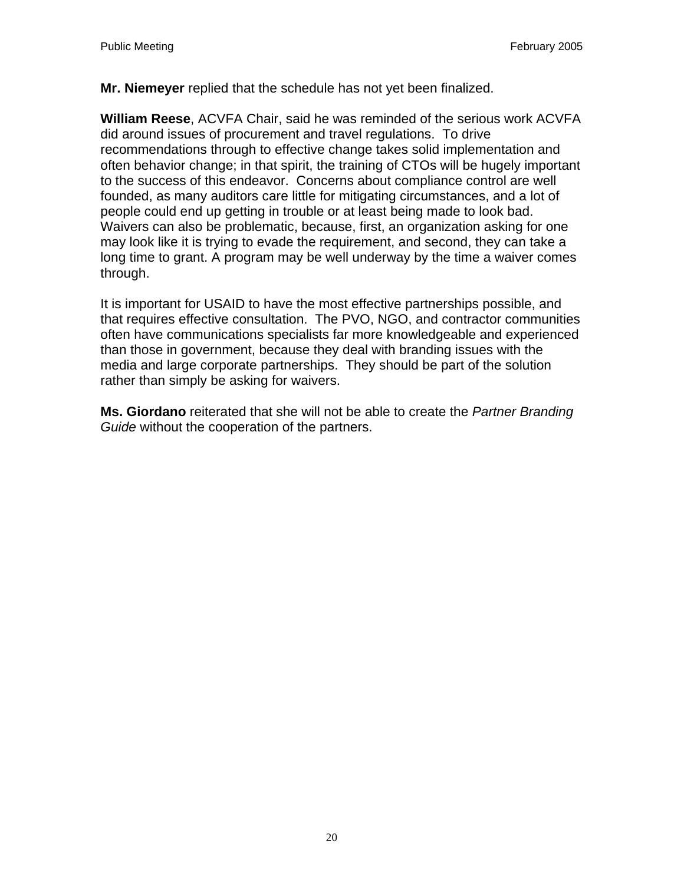**Mr. Niemeyer** replied that the schedule has not yet been finalized.

**William Reese**, ACVFA Chair, said he was reminded of the serious work ACVFA did around issues of procurement and travel regulations. To drive recommendations through to effective change takes solid implementation and often behavior change; in that spirit, the training of CTOs will be hugely important to the success of this endeavor. Concerns about compliance control are well founded, as many auditors care little for mitigating circumstances, and a lot of people could end up getting in trouble or at least being made to look bad. Waivers can also be problematic, because, first, an organization asking for one may look like it is trying to evade the requirement, and second, they can take a long time to grant. A program may be well underway by the time a waiver comes through.

It is important for USAID to have the most effective partnerships possible, and that requires effective consultation. The PVO, NGO, and contractor communities often have communications specialists far more knowledgeable and experienced than those in government, because they deal with branding issues with the media and large corporate partnerships. They should be part of the solution rather than simply be asking for waivers.

**Ms. Giordano** reiterated that she will not be able to create the *Partner Branding Guide* without the cooperation of the partners.